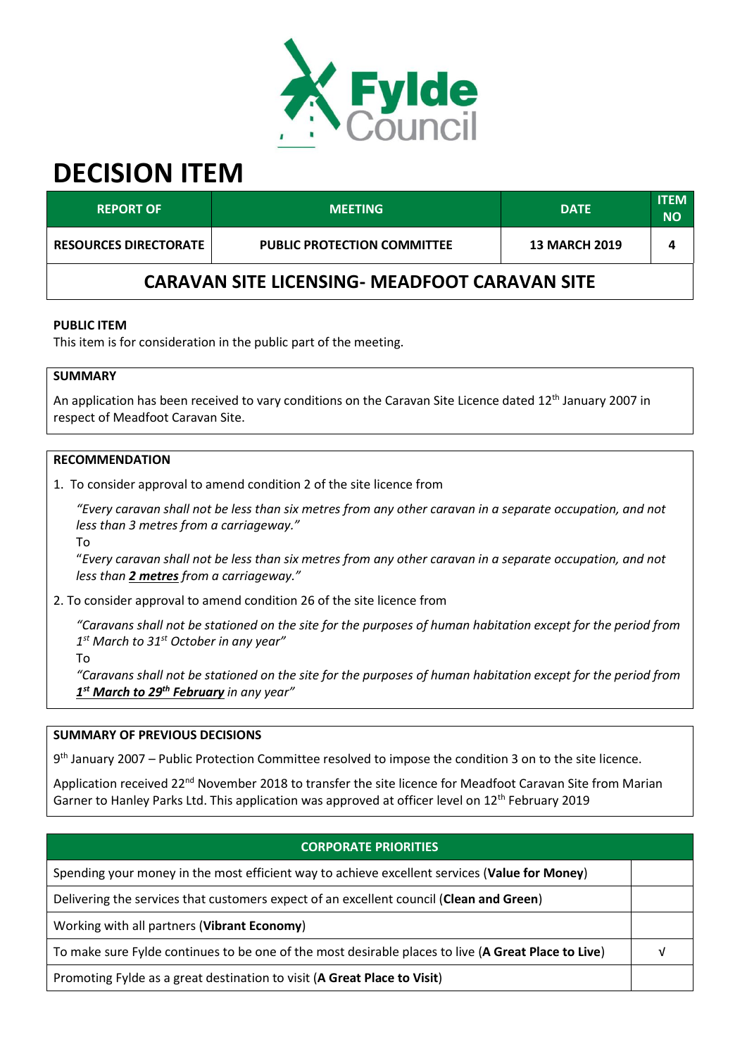Fylde Council

# DECISION ITEM

| REPORT OF | MEETING | DATE | ITEM NO |
|---|---|---|---|
| RESOURCES DIRECTORATE | PUBLIC PROTECTION COMMITTEE | 13 MARCH 2019 | 4 |

## CARAVAN SITE LICENSING- MEADFOOT CARAVAN SITE

**PUBLIC ITEM**

This item is for consideration in the public part of the meeting.

**SUMMARY**

An application has been received to vary conditions on the Caravan Site Licence dated 12th January 2007 in respect of Meadfoot Caravan Site.

**RECOMMENDATION**

1. To consider approval to amend condition 2 of the site licence from

   *"Every caravan shall not be less than six metres from any other caravan in a separate occupation, and not less than 3 metres from a carriageway."*

   To

   "*Every caravan shall not be less than six metres from any other caravan in a separate occupation, and not less than **2 metres** from a carriageway."*

2. To consider approval to amend condition 26 of the site licence from

   *"Caravans shall not be stationed on the site for the purposes of human habitation except for the period from 1st March to 31st October in any year"*

   To

   *"Caravans shall not be stationed on the site for the purposes of human habitation except for the period from **1st March to 29th February** in any year"*

**SUMMARY OF PREVIOUS DECISIONS**

9th January 2007 – Public Protection Committee resolved to impose the condition 3 on to the site licence.

Application received 22nd November 2018 to transfer the site licence for Meadfoot Caravan Site from Marian Garner to Hanley Parks Ltd. This application was approved at officer level on 12th February 2019

| CORPORATE PRIORITIES | |
|---|---|
| Spending your money in the most efficient way to achieve excellent services (**Value for Money**) | |
| Delivering the services that customers expect of an excellent council (**Clean and Green**) | |
| Working with all partners (**Vibrant Economy**) | |
| To make sure Fylde continues to be one of the most desirable places to live (**A Great Place to Live**) | √ |
| Promoting Fylde as a great destination to visit (**A Great Place to Visit**) | |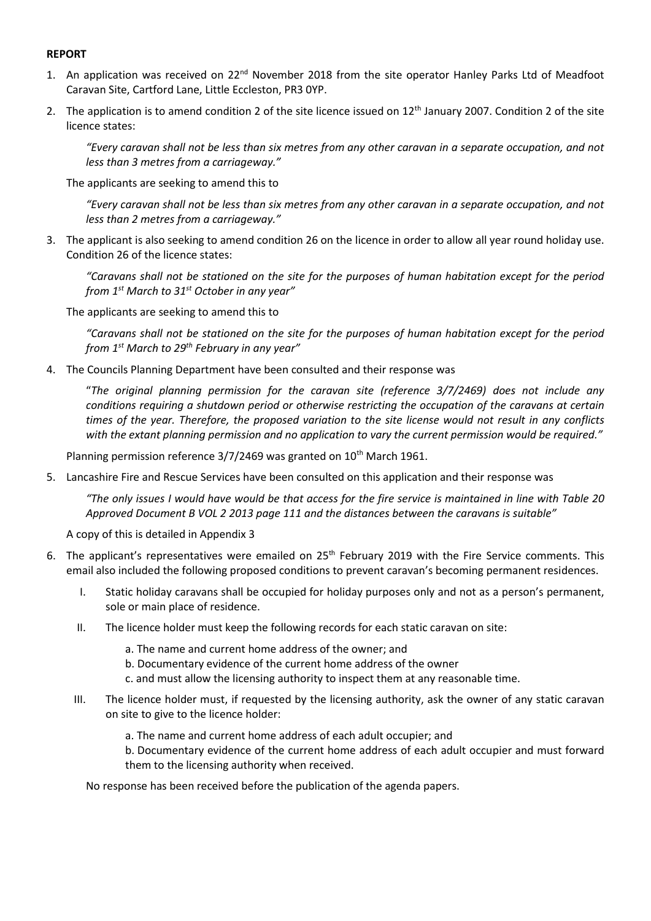**REPORT**

1. An application was received on 22nd November 2018 from the site operator Hanley Parks Ltd of Meadfoot Caravan Site, Cartford Lane, Little Eccleston, PR3 0YP.

2. The application is to amend condition 2 of the site licence issued on 12th January 2007. Condition 2 of the site licence states:

   *"Every caravan shall not be less than six metres from any other caravan in a separate occupation, and not less than 3 metres from a carriageway."*

   The applicants are seeking to amend this to

   *"Every caravan shall not be less than six metres from any other caravan in a separate occupation, and not less than 2 metres from a carriageway."*

3. The applicant is also seeking to amend condition 26 on the licence in order to allow all year round holiday use. Condition 26 of the licence states:

   *"Caravans shall not be stationed on the site for the purposes of human habitation except for the period from 1st March to 31st October in any year"*

   The applicants are seeking to amend this to

   *"Caravans shall not be stationed on the site for the purposes of human habitation except for the period from 1st March to 29th February in any year"*

4. The Councils Planning Department have been consulted and their response was

   "*The original planning permission for the caravan site (reference 3/7/2469) does not include any conditions requiring a shutdown period or otherwise restricting the occupation of the caravans at certain times of the year. Therefore, the proposed variation to the site license would not result in any conflicts with the extant planning permission and no application to vary the current permission would be required."*

   Planning permission reference 3/7/2469 was granted on 10th March 1961.

5. Lancashire Fire and Rescue Services have been consulted on this application and their response was

   *"The only issues I would have would be that access for the fire service is maintained in line with Table 20 Approved Document B VOL 2 2013 page 111 and the distances between the caravans is suitable"*

   A copy of this is detailed in Appendix 3

6. The applicant's representatives were emailed on 25th February 2019 with the Fire Service comments. This email also included the following proposed conditions to prevent caravan's becoming permanent residences.

   I. Static holiday caravans shall be occupied for holiday purposes only and not as a person's permanent, sole or main place of residence.

   II. The licence holder must keep the following records for each static caravan on site:

      a. The name and current home address of the owner; and
      b. Documentary evidence of the current home address of the owner
      c. and must allow the licensing authority to inspect them at any reasonable time.

   III. The licence holder must, if requested by the licensing authority, ask the owner of any static caravan on site to give to the licence holder:

      a. The name and current home address of each adult occupier; and
      b. Documentary evidence of the current home address of each adult occupier and must forward them to the licensing authority when received.

   No response has been received before the publication of the agenda papers.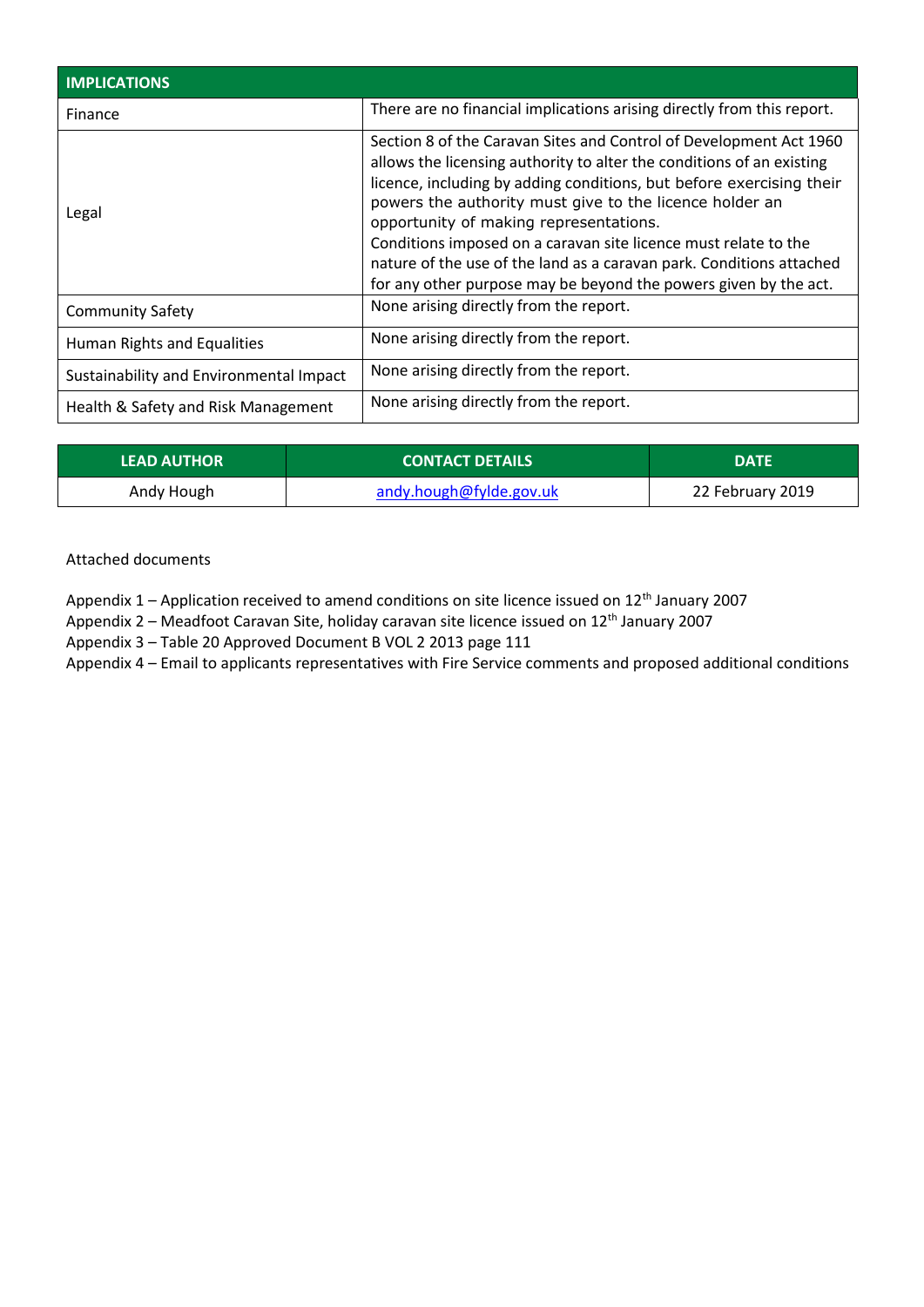| IMPLICATIONS | |
|---|---|
| Finance | There are no financial implications arising directly from this report. |
| Legal | Section 8 of the Caravan Sites and Control of Development Act 1960 allows the licensing authority to alter the conditions of an existing licence, including by adding conditions, but before exercising their powers the authority must give to the licence holder an opportunity of making representations.<br>Conditions imposed on a caravan site licence must relate to the nature of the use of the land as a caravan park. Conditions attached for any other purpose may be beyond the powers given by the act. |
| Community Safety | None arising directly from the report. |
| Human Rights and Equalities | None arising directly from the report. |
| Sustainability and Environmental Impact | None arising directly from the report. |
| Health & Safety and Risk Management | None arising directly from the report. |

| LEAD AUTHOR | CONTACT DETAILS | DATE |
|---|---|---|
| Andy Hough | andy.hough@fylde.gov.uk | 22 February 2019 |

Attached documents

Appendix 1 – Application received to amend conditions on site licence issued on 12th January 2007
Appendix 2 – Meadfoot Caravan Site, holiday caravan site licence issued on 12th January 2007
Appendix 3 – Table 20 Approved Document B VOL 2 2013 page 111
Appendix 4 – Email to applicants representatives with Fire Service comments and proposed additional conditions